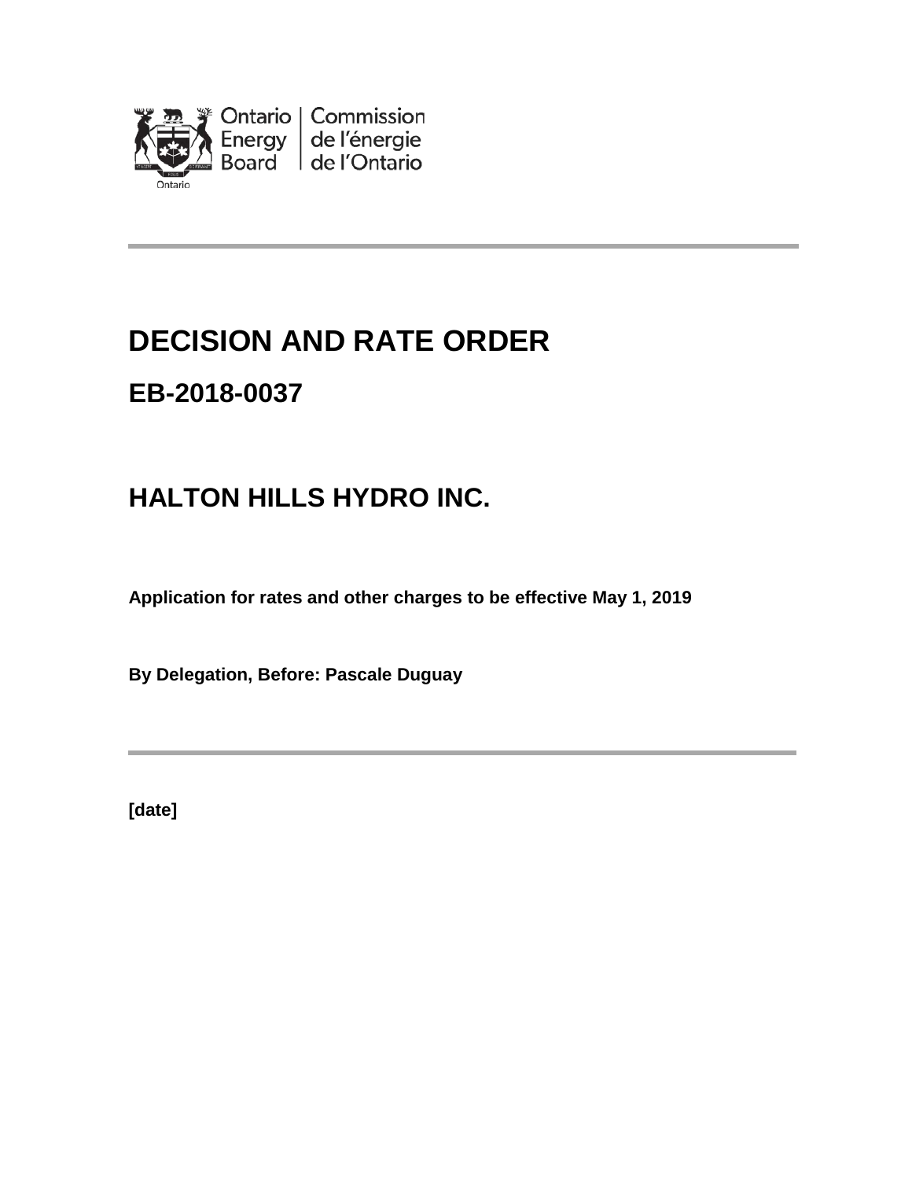Ontario Energy Board | Commission de l'énergie de l'Ontario

# DECISION AND RATE ORDER

## EB-2018-0037

## HALTON HILLS HYDRO INC.

**Application for rates and other charges to be effective May 1, 2019**

**By Delegation, Before: Pascale Duguay**

**[date]**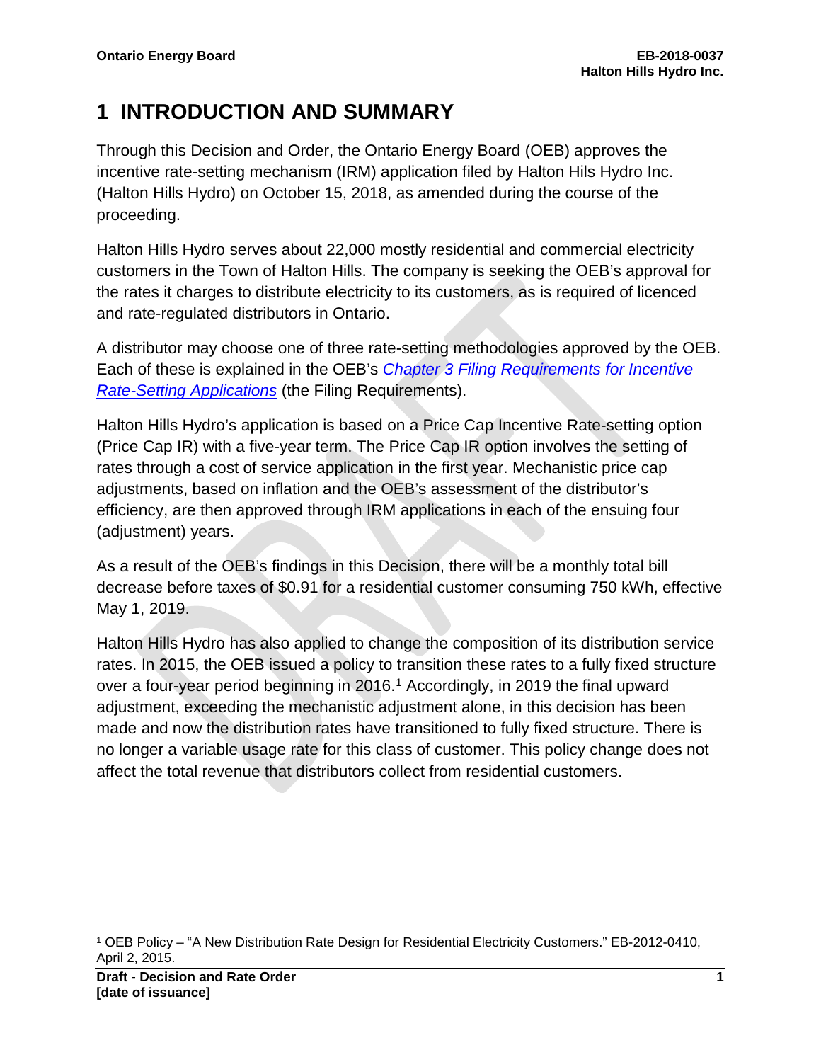# 1 INTRODUCTION AND SUMMARY

Through this Decision and Order, the Ontario Energy Board (OEB) approves the incentive rate-setting mechanism (IRM) application filed by Halton Hils Hydro Inc. (Halton Hills Hydro) on October 15, 2018, as amended during the course of the proceeding.

Halton Hills Hydro serves about 22,000 mostly residential and commercial electricity customers in the Town of Halton Hills. The company is seeking the OEB's approval for the rates it charges to distribute electricity to its customers, as is required of licenced and rate-regulated distributors in Ontario.

A distributor may choose one of three rate-setting methodologies approved by the OEB. Each of these is explained in the OEB's *Chapter 3 Filing Requirements for Incentive Rate-Setting Applications* (the Filing Requirements).

Halton Hills Hydro's application is based on a Price Cap Incentive Rate-setting option (Price Cap IR) with a five-year term. The Price Cap IR option involves the setting of rates through a cost of service application in the first year. Mechanistic price cap adjustments, based on inflation and the OEB's assessment of the distributor's efficiency, are then approved through IRM applications in each of the ensuing four (adjustment) years.

As a result of the OEB's findings in this Decision, there will be a monthly total bill decrease before taxes of $0.91 for a residential customer consuming 750 kWh, effective May 1, 2019.

Halton Hills Hydro has also applied to change the composition of its distribution service rates. In 2015, the OEB issued a policy to transition these rates to a fully fixed structure over a four-year period beginning in 2016.[1] Accordingly, in 2019 the final upward adjustment, exceeding the mechanistic adjustment alone, in this decision has been made and now the distribution rates have transitioned to fully fixed structure. There is no longer a variable usage rate for this class of customer. This policy change does not affect the total revenue that distributors collect from residential customers.

[1] OEB Policy – "A New Distribution Rate Design for Residential Electricity Customers." EB-2012-0410, April 2, 2015.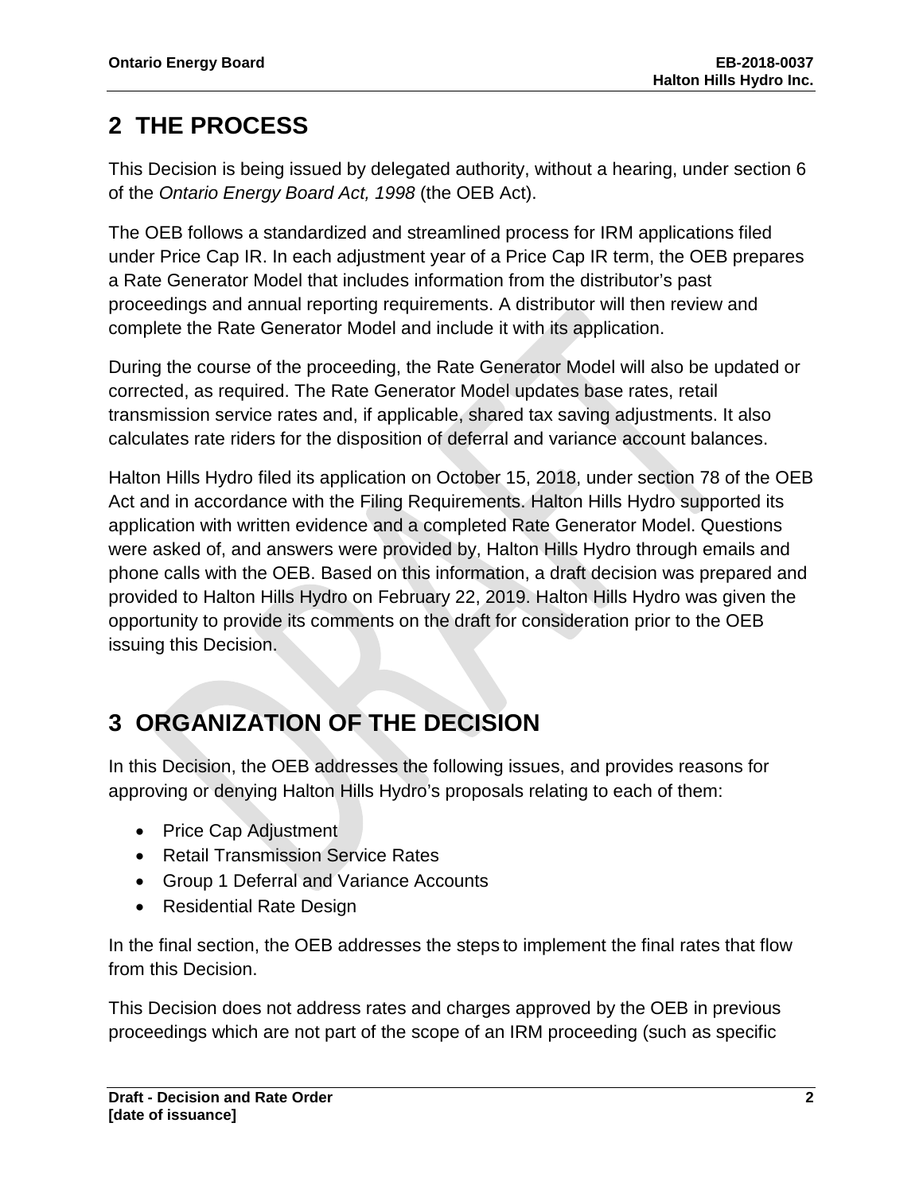## 2 THE PROCESS

This Decision is being issued by delegated authority, without a hearing, under section 6 of the *Ontario Energy Board Act, 1998* (the OEB Act).

The OEB follows a standardized and streamlined process for IRM applications filed under Price Cap IR. In each adjustment year of a Price Cap IR term, the OEB prepares a Rate Generator Model that includes information from the distributor's past proceedings and annual reporting requirements. A distributor will then review and complete the Rate Generator Model and include it with its application.

During the course of the proceeding, the Rate Generator Model will also be updated or corrected, as required. The Rate Generator Model updates base rates, retail transmission service rates and, if applicable, shared tax saving adjustments. It also calculates rate riders for the disposition of deferral and variance account balances.

Halton Hills Hydro filed its application on October 15, 2018, under section 78 of the OEB Act and in accordance with the Filing Requirements. Halton Hills Hydro supported its application with written evidence and a completed Rate Generator Model. Questions were asked of, and answers were provided by, Halton Hills Hydro through emails and phone calls with the OEB. Based on this information, a draft decision was prepared and provided to Halton Hills Hydro on February 22, 2019. Halton Hills Hydro was given the opportunity to provide its comments on the draft for consideration prior to the OEB issuing this Decision.

## 3 ORGANIZATION OF THE DECISION

In this Decision, the OEB addresses the following issues, and provides reasons for approving or denying Halton Hills Hydro's proposals relating to each of them:

- Price Cap Adjustment
- Retail Transmission Service Rates
- Group 1 Deferral and Variance Accounts
- Residential Rate Design

In the final section, the OEB addresses the steps to implement the final rates that flow from this Decision.

This Decision does not address rates and charges approved by the OEB in previous proceedings which are not part of the scope of an IRM proceeding (such as specific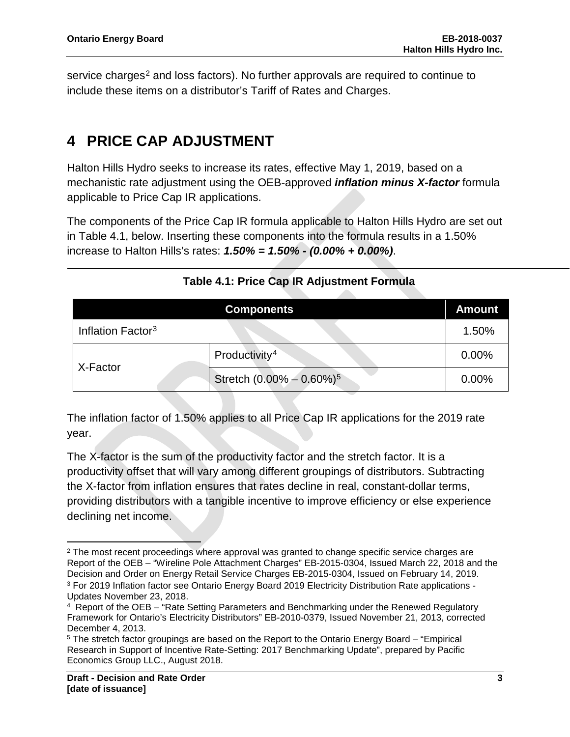service charges[2] and loss factors). No further approvals are required to continue to include these items on a distributor's Tariff of Rates and Charges.

# 4 PRICE CAP ADJUSTMENT

Halton Hills Hydro seeks to increase its rates, effective May 1, 2019, based on a mechanistic rate adjustment using the OEB-approved ***inflation minus X-factor*** formula applicable to Price Cap IR applications.

The components of the Price Cap IR formula applicable to Halton Hills Hydro are set out in Table 4.1, below. Inserting these components into the formula results in a 1.50% increase to Halton Hills's rates: ***1.50% = 1.50% - (0.00% + 0.00%)***.

**Table 4.1: Price Cap IR Adjustment Formula**

| Components | | Amount |
|---|---|---|
| Inflation Factor[3] | | 1.50% |
| X-Factor | Productivity[4] | 0.00% |
| | Stretch (0.00% – 0.60%)[5] | 0.00% |

The inflation factor of 1.50% applies to all Price Cap IR applications for the 2019 rate year.

The X-factor is the sum of the productivity factor and the stretch factor. It is a productivity offset that will vary among different groupings of distributors. Subtracting the X-factor from inflation ensures that rates decline in real, constant-dollar terms, providing distributors with a tangible incentive to improve efficiency or else experience declining net income.

---

[2] The most recent proceedings where approval was granted to change specific service charges are Report of the OEB – "Wireline Pole Attachment Charges" EB-2015-0304, Issued March 22, 2018 and the Decision and Order on Energy Retail Service Charges EB-2015-0304, Issued on February 14, 2019.

[3] For 2019 Inflation factor see Ontario Energy Board 2019 Electricity Distribution Rate applications - Updates November 23, 2018.

[4] Report of the OEB – "Rate Setting Parameters and Benchmarking under the Renewed Regulatory Framework for Ontario's Electricity Distributors" EB-2010-0379, Issued November 21, 2013, corrected December 4, 2013.

[5] The stretch factor groupings are based on the Report to the Ontario Energy Board – "Empirical Research in Support of Incentive Rate-Setting: 2017 Benchmarking Update", prepared by Pacific Economics Group LLC., August 2018.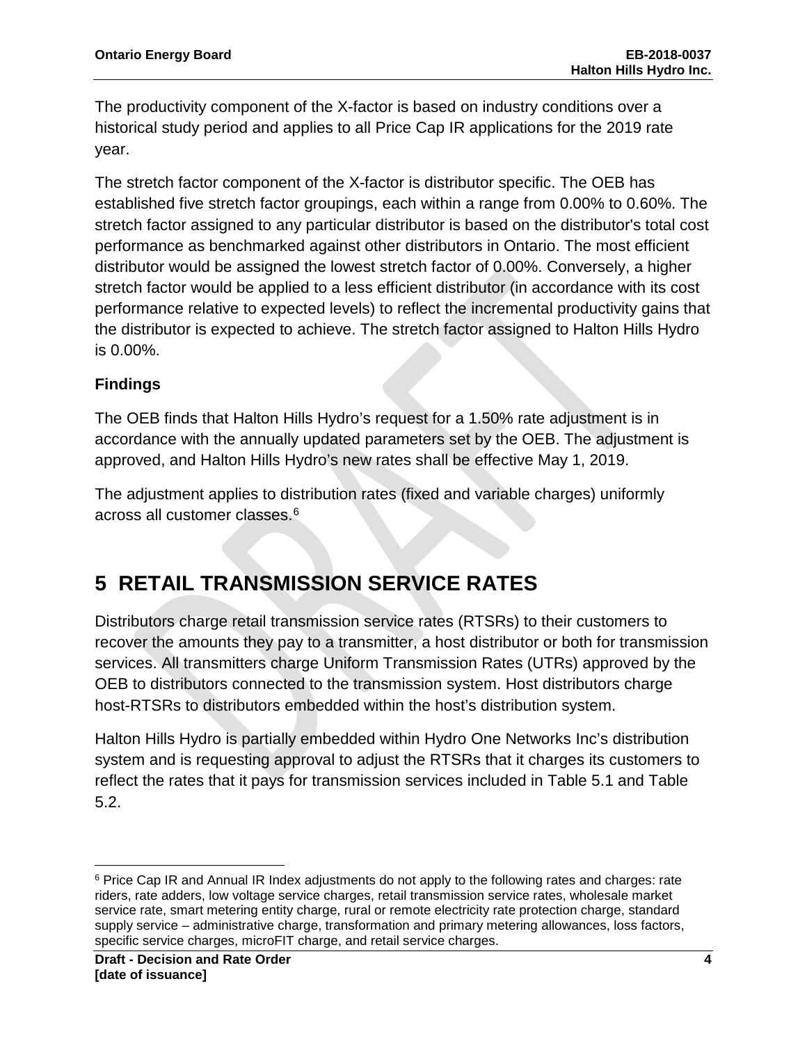The productivity component of the X-factor is based on industry conditions over a historical study period and applies to all Price Cap IR applications for the 2019 rate year.

The stretch factor component of the X-factor is distributor specific. The OEB has established five stretch factor groupings, each within a range from 0.00% to 0.60%. The stretch factor assigned to any particular distributor is based on the distributor's total cost performance as benchmarked against other distributors in Ontario. The most efficient distributor would be assigned the lowest stretch factor of 0.00%. Conversely, a higher stretch factor would be applied to a less efficient distributor (in accordance with its cost performance relative to expected levels) to reflect the incremental productivity gains that the distributor is expected to achieve. The stretch factor assigned to Halton Hills Hydro is 0.00%.

### Findings

The OEB finds that Halton Hills Hydro's request for a 1.50% rate adjustment is in accordance with the annually updated parameters set by the OEB. The adjustment is approved, and Halton Hills Hydro's new rates shall be effective May 1, 2019.

The adjustment applies to distribution rates (fixed and variable charges) uniformly across all customer classes.[6]

# 5 RETAIL TRANSMISSION SERVICE RATES

Distributors charge retail transmission service rates (RTSRs) to their customers to recover the amounts they pay to a transmitter, a host distributor or both for transmission services. All transmitters charge Uniform Transmission Rates (UTRs) approved by the OEB to distributors connected to the transmission system. Host distributors charge host-RTSRs to distributors embedded within the host's distribution system.

Halton Hills Hydro is partially embedded within Hydro One Networks Inc's distribution system and is requesting approval to adjust the RTSRs that it charges its customers to reflect the rates that it pays for transmission services included in Table 5.1 and Table 5.2.

---

[6] Price Cap IR and Annual IR Index adjustments do not apply to the following rates and charges: rate riders, rate adders, low voltage service charges, retail transmission service rates, wholesale market service rate, smart metering entity charge, rural or remote electricity rate protection charge, standard supply service – administrative charge, transformation and primary metering allowances, loss factors, specific service charges, microFIT charge, and retail service charges.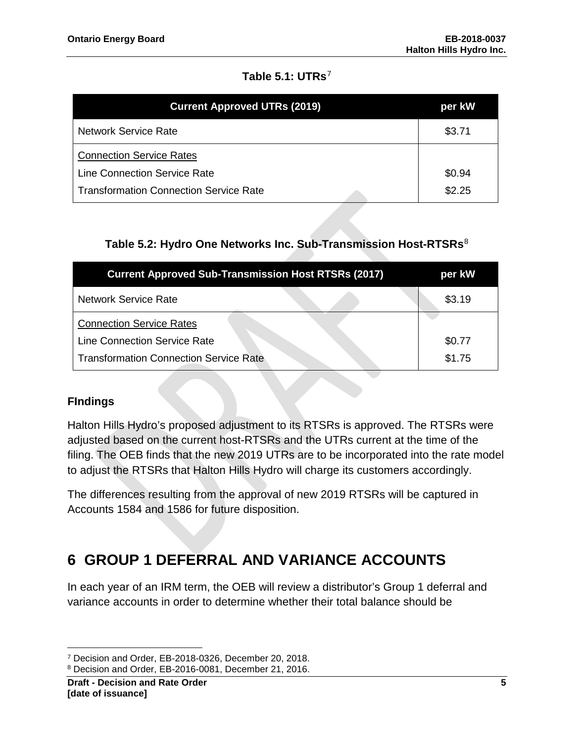**Table 5.1: UTRs**[7]

| Current Approved UTRs (2019) | per kW |
|---|---|
| Network Service Rate | $3.71 |
| Connection Service Rates | |
| Line Connection Service Rate | $0.94 |
| Transformation Connection Service Rate | $2.25 |

**Table 5.2: Hydro One Networks Inc. Sub-Transmission Host-RTSRs**[8]

| Current Approved Sub-Transmission Host RTSRs (2017) | per kW |
|---|---|
| Network Service Rate | $3.19 |
| Connection Service Rates | |
| Line Connection Service Rate | $0.77 |
| Transformation Connection Service Rate | $1.75 |

### FIndings

Halton Hills Hydro's proposed adjustment to its RTSRs is approved. The RTSRs were adjusted based on the current host-RTSRs and the UTRs current at the time of the filing. The OEB finds that the new 2019 UTRs are to be incorporated into the rate model to adjust the RTSRs that Halton Hills Hydro will charge its customers accordingly.

The differences resulting from the approval of new 2019 RTSRs will be captured in Accounts 1584 and 1586 for future disposition.

# 6 GROUP 1 DEFERRAL AND VARIANCE ACCOUNTS

In each year of an IRM term, the OEB will review a distributor's Group 1 deferral and variance accounts in order to determine whether their total balance should be

[7] Decision and Order, EB-2018-0326, December 20, 2018.

[8] Decision and Order, EB-2016-0081, December 21, 2016.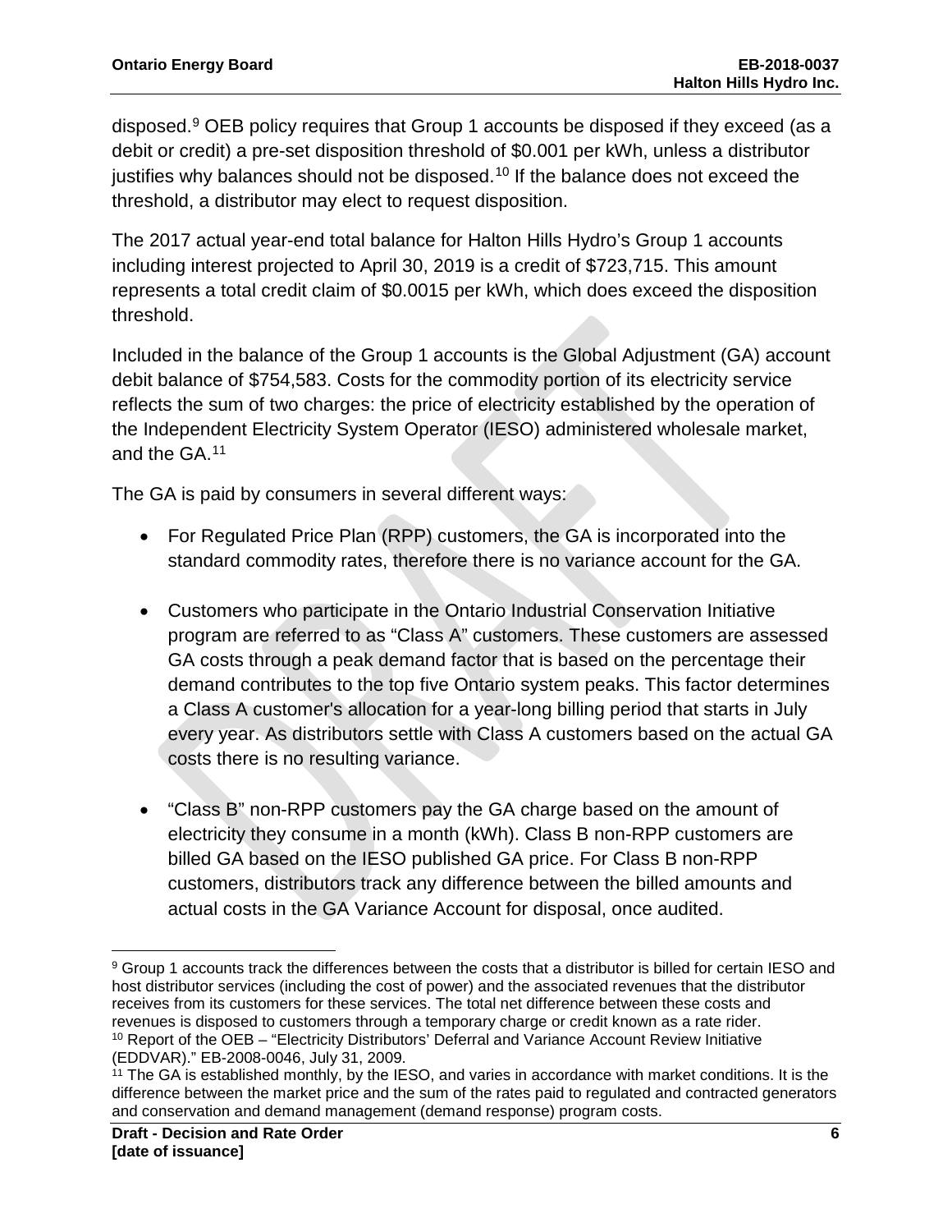disposed.[9] OEB policy requires that Group 1 accounts be disposed if they exceed (as a debit or credit) a pre-set disposition threshold of $0.001 per kWh, unless a distributor justifies why balances should not be disposed.[10] If the balance does not exceed the threshold, a distributor may elect to request disposition.

The 2017 actual year-end total balance for Halton Hills Hydro's Group 1 accounts including interest projected to April 30, 2019 is a credit of $723,715. This amount represents a total credit claim of $0.0015 per kWh, which does exceed the disposition threshold.

Included in the balance of the Group 1 accounts is the Global Adjustment (GA) account debit balance of $754,583. Costs for the commodity portion of its electricity service reflects the sum of two charges: the price of electricity established by the operation of the Independent Electricity System Operator (IESO) administered wholesale market, and the GA.[11]

The GA is paid by consumers in several different ways:

- For Regulated Price Plan (RPP) customers, the GA is incorporated into the standard commodity rates, therefore there is no variance account for the GA.

- Customers who participate in the Ontario Industrial Conservation Initiative program are referred to as "Class A" customers. These customers are assessed GA costs through a peak demand factor that is based on the percentage their demand contributes to the top five Ontario system peaks. This factor determines a Class A customer's allocation for a year-long billing period that starts in July every year. As distributors settle with Class A customers based on the actual GA costs there is no resulting variance.

- "Class B" non-RPP customers pay the GA charge based on the amount of electricity they consume in a month (kWh). Class B non-RPP customers are billed GA based on the IESO published GA price. For Class B non-RPP customers, distributors track any difference between the billed amounts and actual costs in the GA Variance Account for disposal, once audited.

---

[9] Group 1 accounts track the differences between the costs that a distributor is billed for certain IESO and host distributor services (including the cost of power) and the associated revenues that the distributor receives from its customers for these services. The total net difference between these costs and revenues is disposed to customers through a temporary charge or credit known as a rate rider.

[10] Report of the OEB – "Electricity Distributors' Deferral and Variance Account Review Initiative (EDDVAR)." EB-2008-0046, July 31, 2009.

[11] The GA is established monthly, by the IESO, and varies in accordance with market conditions. It is the difference between the market price and the sum of the rates paid to regulated and contracted generators and conservation and demand management (demand response) program costs.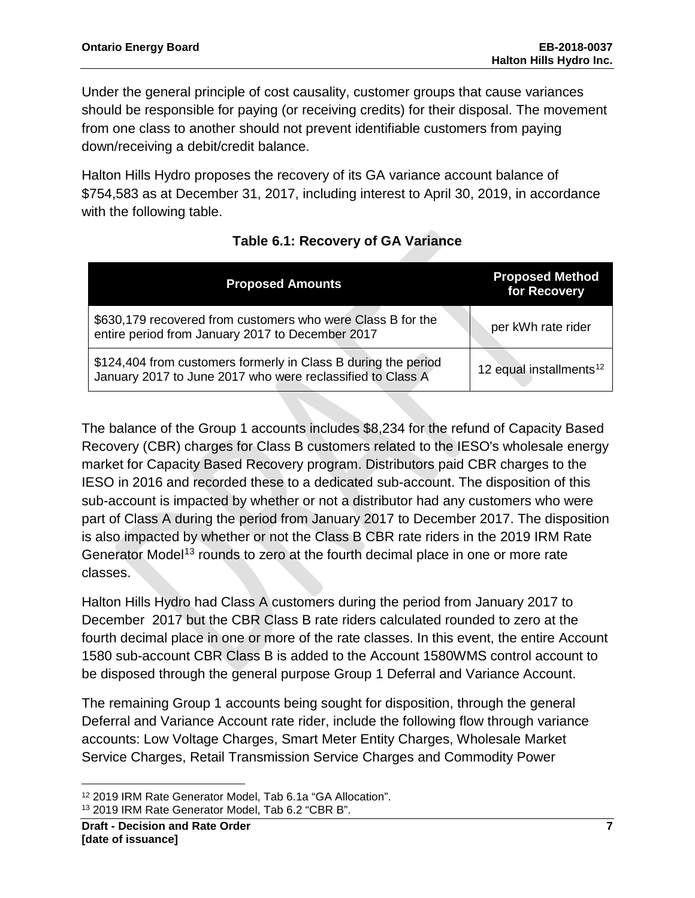Under the general principle of cost causality, customer groups that cause variances should be responsible for paying (or receiving credits) for their disposal. The movement from one class to another should not prevent identifiable customers from paying down/receiving a debit/credit balance.

Halton Hills Hydro proposes the recovery of its GA variance account balance of $754,583 as at December 31, 2017, including interest to April 30, 2019, in accordance with the following table.

**Table 6.1: Recovery of GA Variance**

| Proposed Amounts | Proposed Method for Recovery |
|---|---|
| $630,179 recovered from customers who were Class B for the entire period from January 2017 to December 2017 | per kWh rate rider |
| $124,404 from customers formerly in Class B during the period January 2017 to June 2017 who were reclassified to Class A | 12 equal installments[12] |

The balance of the Group 1 accounts includes $8,234 for the refund of Capacity Based Recovery (CBR) charges for Class B customers related to the IESO's wholesale energy market for Capacity Based Recovery program. Distributors paid CBR charges to the IESO in 2016 and recorded these to a dedicated sub-account. The disposition of this sub-account is impacted by whether or not a distributor had any customers who were part of Class A during the period from January 2017 to December 2017. The disposition is also impacted by whether or not the Class B CBR rate riders in the 2019 IRM Rate Generator Model[13] rounds to zero at the fourth decimal place in one or more rate classes.

Halton Hills Hydro had Class A customers during the period from January 2017 to December 2017 but the CBR Class B rate riders calculated rounded to zero at the fourth decimal place in one or more of the rate classes. In this event, the entire Account 1580 sub-account CBR Class B is added to the Account 1580WMS control account to be disposed through the general purpose Group 1 Deferral and Variance Account.

The remaining Group 1 accounts being sought for disposition, through the general Deferral and Variance Account rate rider, include the following flow through variance accounts: Low Voltage Charges, Smart Meter Entity Charges, Wholesale Market Service Charges, Retail Transmission Service Charges and Commodity Power

[12] 2019 IRM Rate Generator Model, Tab 6.1a "GA Allocation".
[13] 2019 IRM Rate Generator Model, Tab 6.2 "CBR B".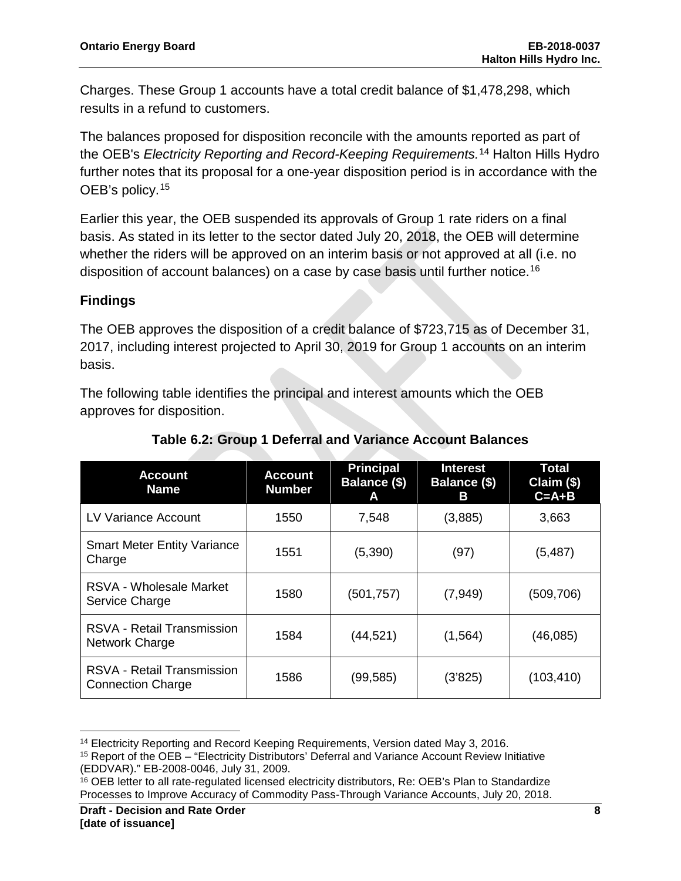Charges. These Group 1 accounts have a total credit balance of $1,478,298, which results in a refund to customers.

The balances proposed for disposition reconcile with the amounts reported as part of the OEB's *Electricity Reporting and Record-Keeping Requirements.*[14] Halton Hills Hydro further notes that its proposal for a one-year disposition period is in accordance with the OEB's policy.[15]

Earlier this year, the OEB suspended its approvals of Group 1 rate riders on a final basis. As stated in its letter to the sector dated July 20, 2018, the OEB will determine whether the riders will be approved on an interim basis or not approved at all (i.e. no disposition of account balances) on a case by case basis until further notice.[16]

### Findings

The OEB approves the disposition of a credit balance of $723,715 as of December 31, 2017, including interest projected to April 30, 2019 for Group 1 accounts on an interim basis.

The following table identifies the principal and interest amounts which the OEB approves for disposition.

**Table 6.2: Group 1 Deferral and Variance Account Balances**

| Account Name | Account Number | Principal Balance ($) A | Interest Balance ($) B | Total Claim ($) C=A+B |
|---|---|---|---|---|
| LV Variance Account | 1550 | 7,548 | (3,885) | 3,663 |
| Smart Meter Entity Variance Charge | 1551 | (5,390) | (97) | (5,487) |
| RSVA - Wholesale Market Service Charge | 1580 | (501,757) | (7,949) | (509,706) |
| RSVA - Retail Transmission Network Charge | 1584 | (44,521) | (1,564) | (46,085) |
| RSVA - Retail Transmission Connection Charge | 1586 | (99,585) | (3'825) | (103,410) |

[14] Electricity Reporting and Record Keeping Requirements, Version dated May 3, 2016.

[15] Report of the OEB – "Electricity Distributors' Deferral and Variance Account Review Initiative (EDDVAR)." EB-2008-0046, July 31, 2009.

[16] OEB letter to all rate-regulated licensed electricity distributors, Re: OEB's Plan to Standardize Processes to Improve Accuracy of Commodity Pass-Through Variance Accounts, July 20, 2018.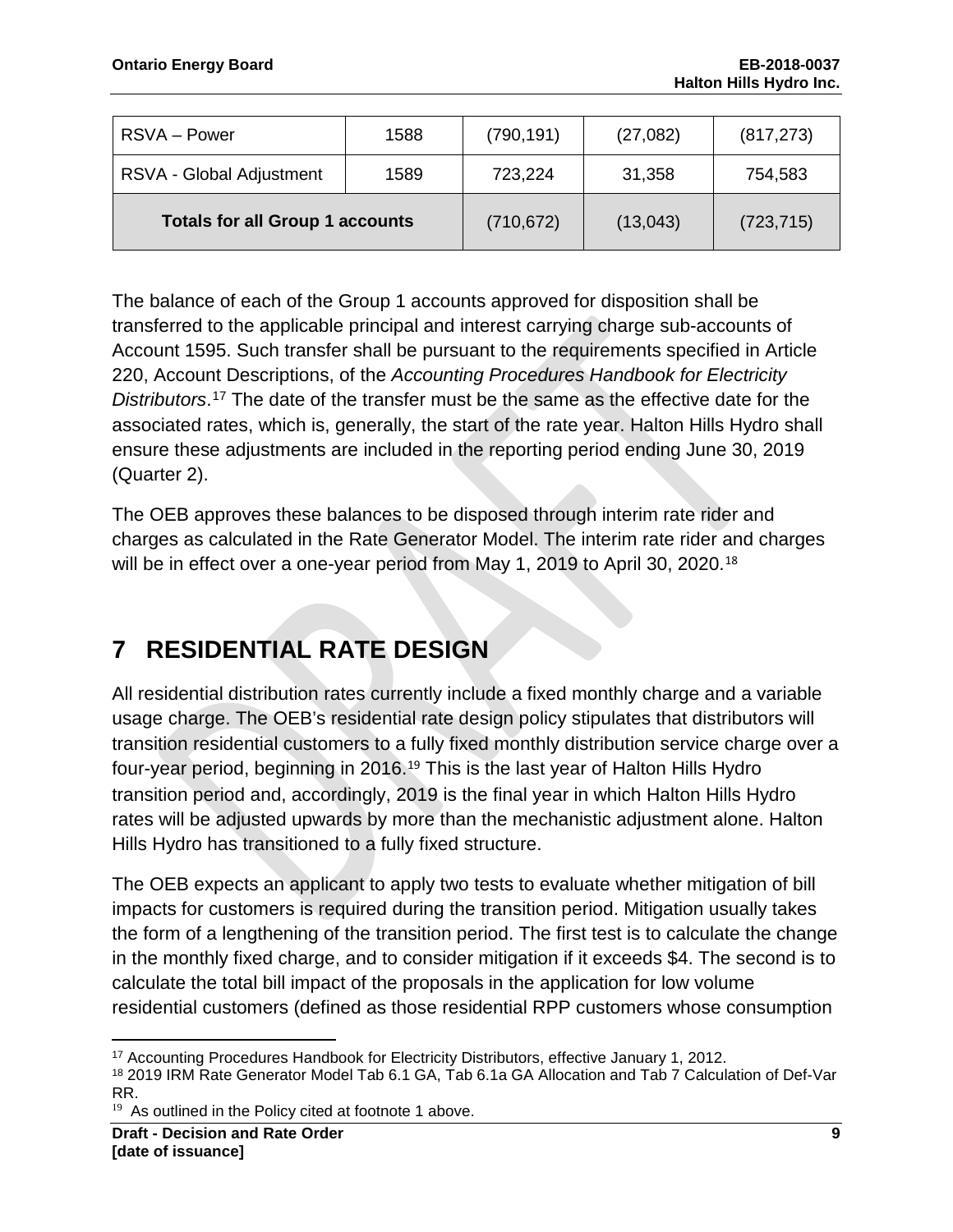| RSVA – Power | 1588 | (790,191) | (27,082) | (817,273) |
| --- | --- | --- | --- | --- |
| RSVA - Global Adjustment | 1589 | 723,224 | 31,358 | 754,583 |
| **Totals for all Group 1 accounts** | | (710,672) | (13,043) | (723,715) |

The balance of each of the Group 1 accounts approved for disposition shall be transferred to the applicable principal and interest carrying charge sub-accounts of Account 1595. Such transfer shall be pursuant to the requirements specified in Article 220, Account Descriptions, of the *Accounting Procedures Handbook for Electricity Distributors*.[17] The date of the transfer must be the same as the effective date for the associated rates, which is, generally, the start of the rate year. Halton Hills Hydro shall ensure these adjustments are included in the reporting period ending June 30, 2019 (Quarter 2).

The OEB approves these balances to be disposed through interim rate rider and charges as calculated in the Rate Generator Model. The interim rate rider and charges will be in effect over a one-year period from May 1, 2019 to April 30, 2020.[18]

# 7 RESIDENTIAL RATE DESIGN

All residential distribution rates currently include a fixed monthly charge and a variable usage charge. The OEB's residential rate design policy stipulates that distributors will transition residential customers to a fully fixed monthly distribution service charge over a four-year period, beginning in 2016.[19] This is the last year of Halton Hills Hydro transition period and, accordingly, 2019 is the final year in which Halton Hills Hydro rates will be adjusted upwards by more than the mechanistic adjustment alone. Halton Hills Hydro has transitioned to a fully fixed structure.

The OEB expects an applicant to apply two tests to evaluate whether mitigation of bill impacts for customers is required during the transition period. Mitigation usually takes the form of a lengthening of the transition period. The first test is to calculate the change in the monthly fixed charge, and to consider mitigation if it exceeds $4. The second is to calculate the total bill impact of the proposals in the application for low volume residential customers (defined as those residential RPP customers whose consumption

[17] Accounting Procedures Handbook for Electricity Distributors, effective January 1, 2012.
[18] 2019 IRM Rate Generator Model Tab 6.1 GA, Tab 6.1a GA Allocation and Tab 7 Calculation of Def-Var RR.
[19] As outlined in the Policy cited at footnote 1 above.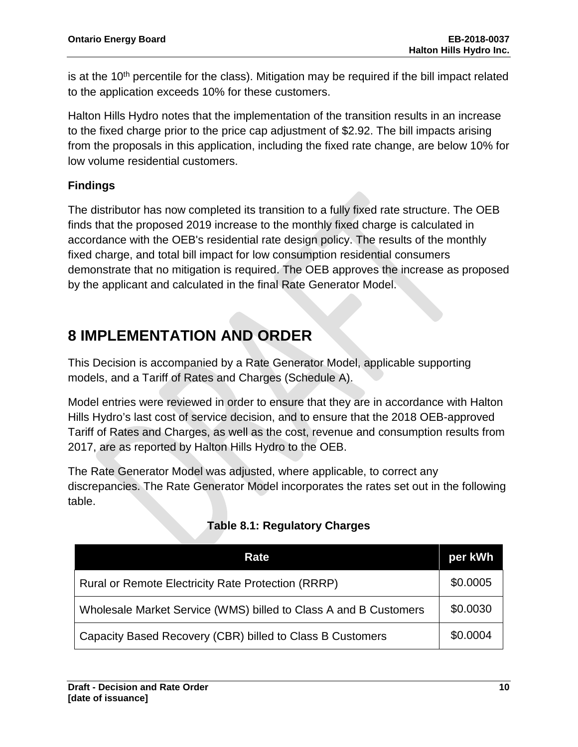is at the 10th percentile for the class). Mitigation may be required if the bill impact related to the application exceeds 10% for these customers.

Halton Hills Hydro notes that the implementation of the transition results in an increase to the fixed charge prior to the price cap adjustment of $2.92. The bill impacts arising from the proposals in this application, including the fixed rate change, are below 10% for low volume residential customers.

### Findings

The distributor has now completed its transition to a fully fixed rate structure. The OEB finds that the proposed 2019 increase to the monthly fixed charge is calculated in accordance with the OEB's residential rate design policy. The results of the monthly fixed charge, and total bill impact for low consumption residential consumers demonstrate that no mitigation is required. The OEB approves the increase as proposed by the applicant and calculated in the final Rate Generator Model.

# 8 IMPLEMENTATION AND ORDER

This Decision is accompanied by a Rate Generator Model, applicable supporting models, and a Tariff of Rates and Charges (Schedule A).

Model entries were reviewed in order to ensure that they are in accordance with Halton Hills Hydro's last cost of service decision, and to ensure that the 2018 OEB-approved Tariff of Rates and Charges, as well as the cost, revenue and consumption results from 2017, are as reported by Halton Hills Hydro to the OEB.

The Rate Generator Model was adjusted, where applicable, to correct any discrepancies. The Rate Generator Model incorporates the rates set out in the following table.

**Table 8.1: Regulatory Charges**

| Rate | per kWh |
|---|---|
| Rural or Remote Electricity Rate Protection (RRRP) | $0.0005 |
| Wholesale Market Service (WMS) billed to Class A and B Customers | $0.0030 |
| Capacity Based Recovery (CBR) billed to Class B Customers | $0.0004 |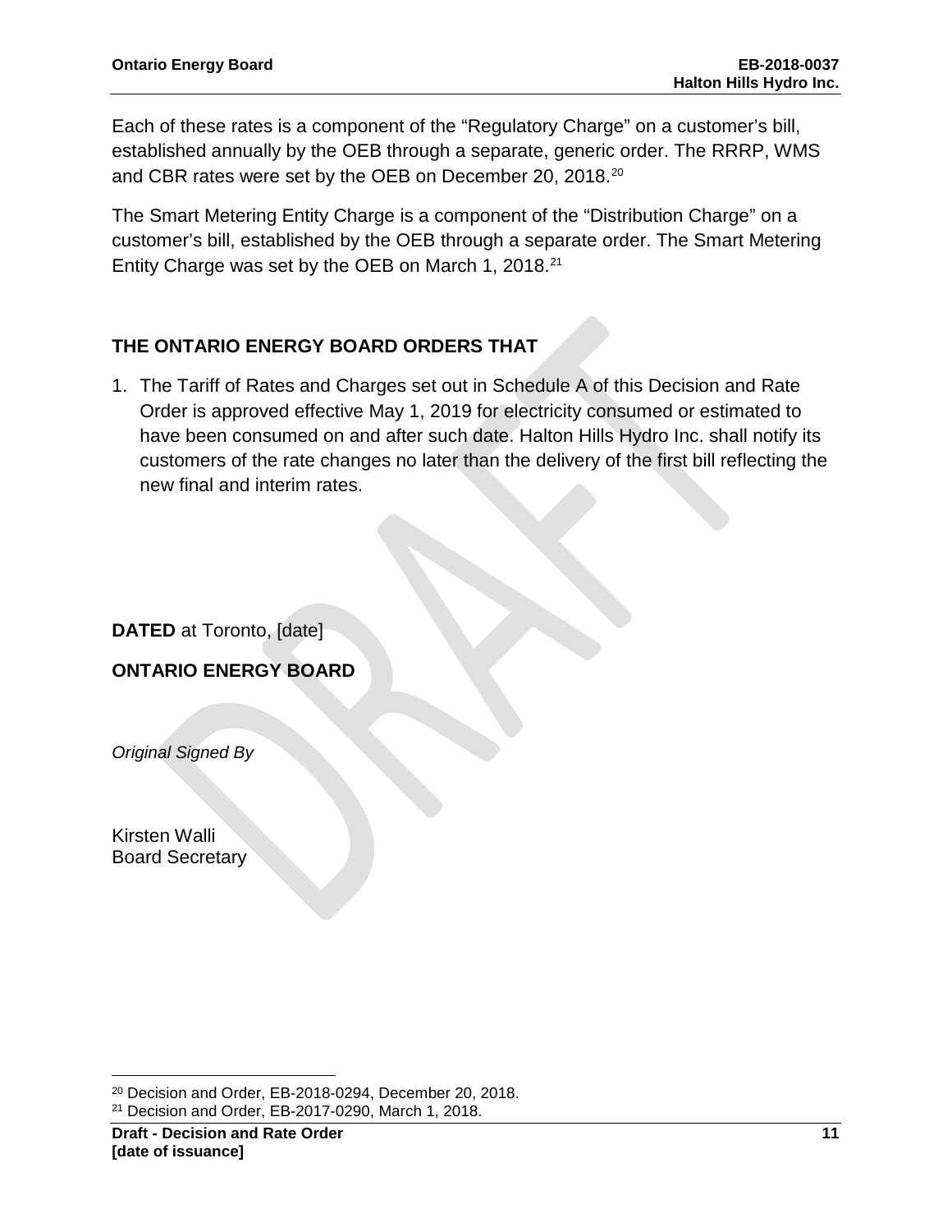Each of these rates is a component of the “Regulatory Charge” on a customer’s bill, established annually by the OEB through a separate, generic order. The RRRP, WMS and CBR rates were set by the OEB on December 20, 2018.[20]

The Smart Metering Entity Charge is a component of the “Distribution Charge” on a customer’s bill, established by the OEB through a separate order. The Smart Metering Entity Charge was set by the OEB on March 1, 2018.[21]

## THE ONTARIO ENERGY BOARD ORDERS THAT

1. The Tariff of Rates and Charges set out in Schedule A of this Decision and Rate Order is approved effective May 1, 2019 for electricity consumed or estimated to have been consumed on and after such date. Halton Hills Hydro Inc. shall notify its customers of the rate changes no later than the delivery of the first bill reflecting the new final and interim rates.

**DATED** at Toronto, [date]

**ONTARIO ENERGY BOARD**

*Original Signed By*

Kirsten Walli
Board Secretary

---

[20] Decision and Order, EB-2018-0294, December 20, 2018.
[21] Decision and Order, EB-2017-0290, March 1, 2018.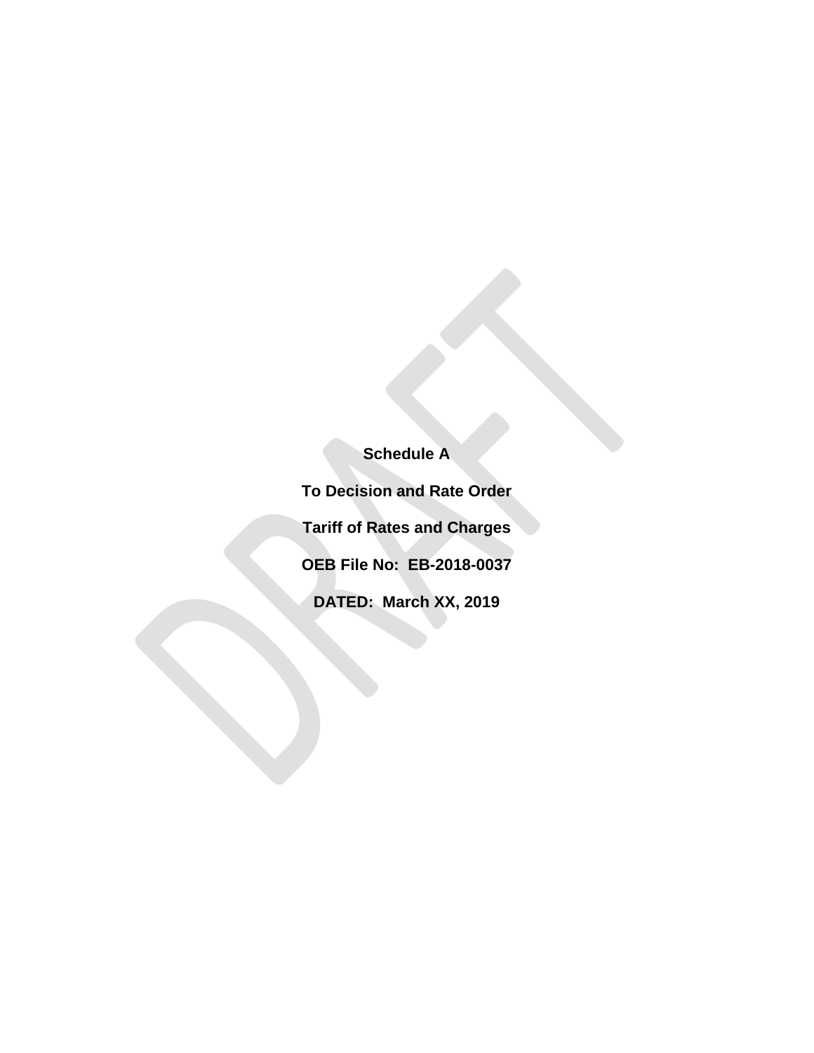**Schedule A**

**To Decision and Rate Order**

**Tariff of Rates and Charges**

**OEB File No: EB-2018-0037**

**DATED: March XX, 2019**